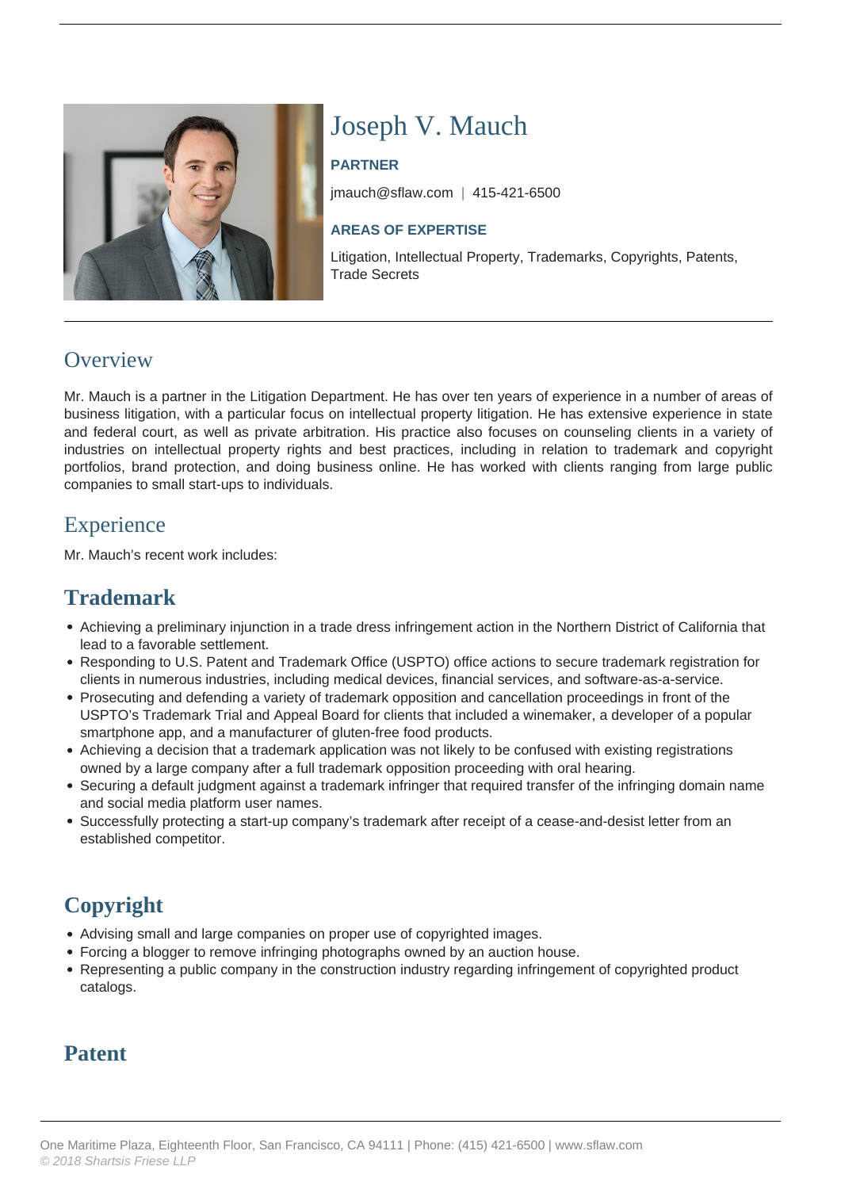# Joseph V. Mauch

**PARTNER**

jmauch@sflaw.com | 415-421-6500

**AREAS OF EXPERTISE**

Litigation, Intellectual Property, Trademarks, Copyrights, Patents, Trade Secrets

## Overview

Mr. Mauch is a partner in the Litigation Department. He has over ten years of experience in a number of areas of business litigation, with a particular focus on intellectual property litigation. He has extensive experience in state and federal court, as well as private arbitration. His practice also focuses on counseling clients in a variety of industries on intellectual property rights and best practices, including in relation to trademark and copyright portfolios, brand protection, and doing business online. He has worked with clients ranging from large public companies to small start-ups to individuals.

## Experience

Mr. Mauch's recent work includes:

## Trademark

- Achieving a preliminary injunction in a trade dress infringement action in the Northern District of California that lead to a favorable settlement.
- Responding to U.S. Patent and Trademark Office (USPTO) office actions to secure trademark registration for clients in numerous industries, including medical devices, financial services, and software-as-a-service.
- Prosecuting and defending a variety of trademark opposition and cancellation proceedings in front of the USPTO's Trademark Trial and Appeal Board for clients that included a winemaker, a developer of a popular smartphone app, and a manufacturer of gluten-free food products.
- Achieving a decision that a trademark application was not likely to be confused with existing registrations owned by a large company after a full trademark opposition proceeding with oral hearing.
- Securing a default judgment against a trademark infringer that required transfer of the infringing domain name and social media platform user names.
- Successfully protecting a start-up company's trademark after receipt of a cease-and-desist letter from an established competitor.

## Copyright

- Advising small and large companies on proper use of copyrighted images.
- Forcing a blogger to remove infringing photographs owned by an auction house.
- Representing a public company in the construction industry regarding infringement of copyrighted product catalogs.

## Patent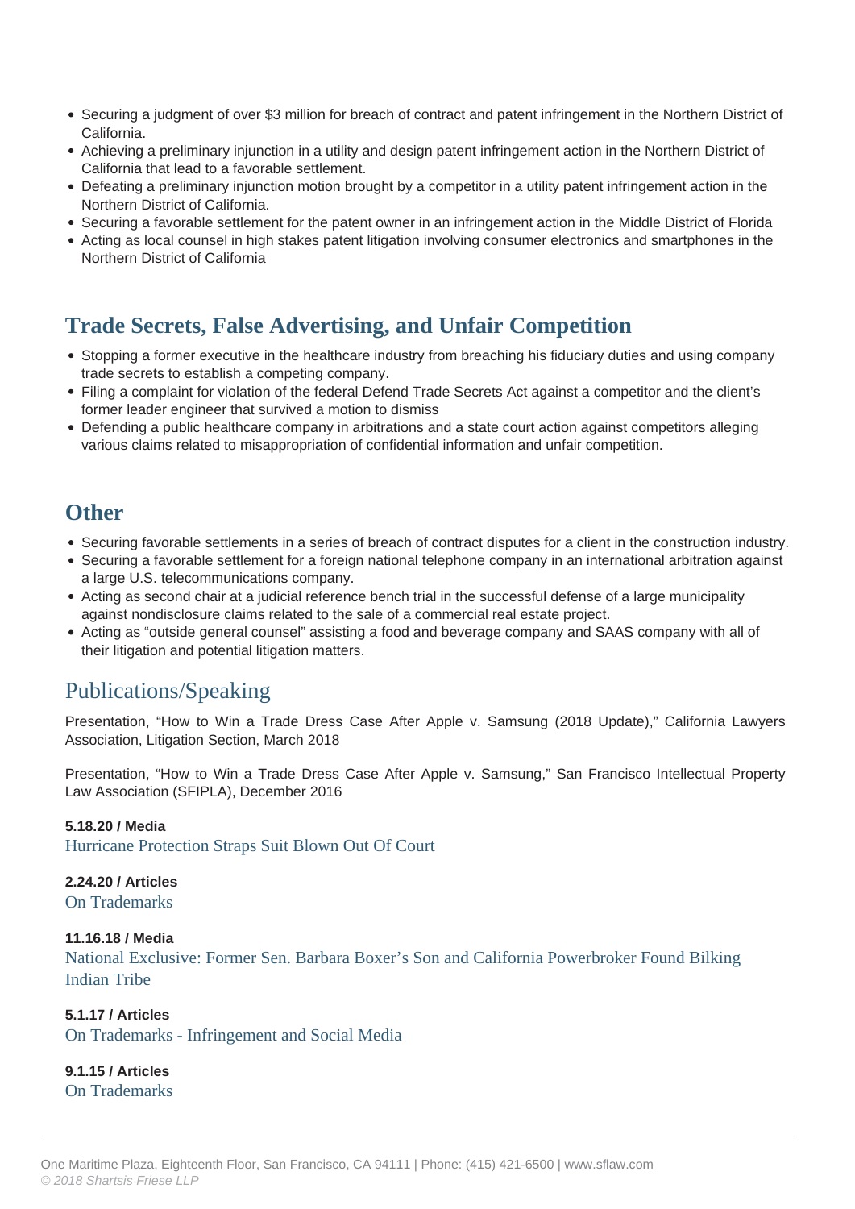- Securing a judgment of over $3 million for breach of contract and patent infringement in the Northern District of California.
- Achieving a preliminary injunction in a utility and design patent infringement action in the Northern District of California that lead to a favorable settlement.
- Defeating a preliminary injunction motion brought by a competitor in a utility patent infringement action in the Northern District of California.
- Securing a favorable settlement for the patent owner in an infringement action in the Middle District of Florida
- Acting as local counsel in high stakes patent litigation involving consumer electronics and smartphones in the Northern District of California

## Trade Secrets, False Advertising, and Unfair Competition

- Stopping a former executive in the healthcare industry from breaching his fiduciary duties and using company trade secrets to establish a competing company.
- Filing a complaint for violation of the federal Defend Trade Secrets Act against a competitor and the client's former leader engineer that survived a motion to dismiss
- Defending a public healthcare company in arbitrations and a state court action against competitors alleging various claims related to misappropriation of confidential information and unfair competition.

## Other

- Securing favorable settlements in a series of breach of contract disputes for a client in the construction industry.
- Securing a favorable settlement for a foreign national telephone company in an international arbitration against a large U.S. telecommunications company.
- Acting as second chair at a judicial reference bench trial in the successful defense of a large municipality against nondisclosure claims related to the sale of a commercial real estate project.
- Acting as "outside general counsel" assisting a food and beverage company and SAAS company with all of their litigation and potential litigation matters.

## Publications/Speaking

Presentation, "How to Win a Trade Dress Case After Apple v. Samsung (2018 Update)," California Lawyers Association, Litigation Section, March 2018

Presentation, "How to Win a Trade Dress Case After Apple v. Samsung," San Francisco Intellectual Property Law Association (SFIPLA), December 2016

**5.18.20 / Media**
Hurricane Protection Straps Suit Blown Out Of Court

**2.24.20 / Articles**
On Trademarks

**11.16.18 / Media**
National Exclusive: Former Sen. Barbara Boxer's Son and California Powerbroker Found Bilking Indian Tribe

**5.1.17 / Articles**
On Trademarks - Infringement and Social Media

**9.1.15 / Articles**
On Trademarks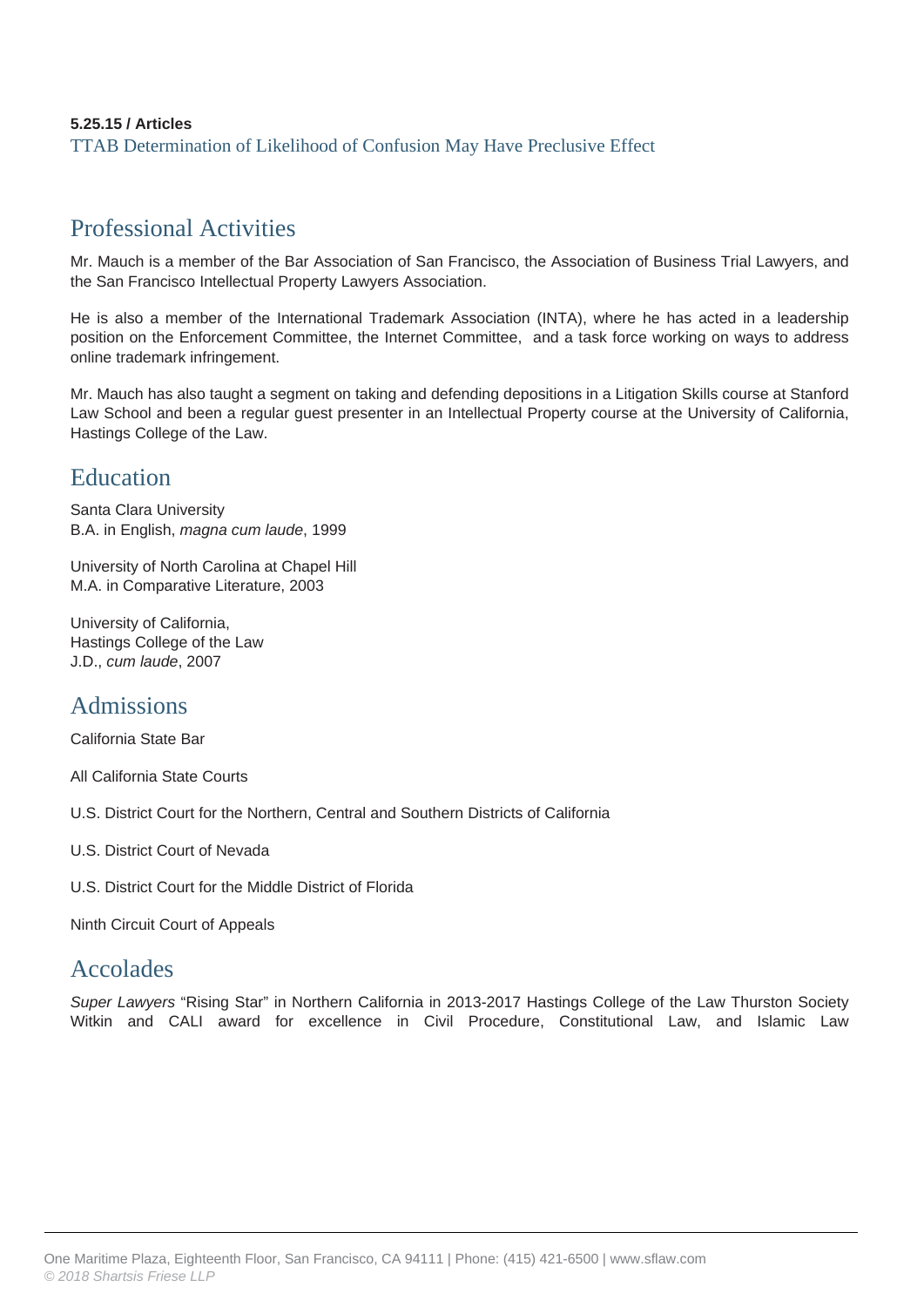**5.25.15 / Articles**
TTAB Determination of Likelihood of Confusion May Have Preclusive Effect

## Professional Activities

Mr. Mauch is a member of the Bar Association of San Francisco, the Association of Business Trial Lawyers, and the San Francisco Intellectual Property Lawyers Association.

He is also a member of the International Trademark Association (INTA), where he has acted in a leadership position on the Enforcement Committee, the Internet Committee, and a task force working on ways to address online trademark infringement.

Mr. Mauch has also taught a segment on taking and defending depositions in a Litigation Skills course at Stanford Law School and been a regular guest presenter in an Intellectual Property course at the University of California, Hastings College of the Law.

## Education

Santa Clara University
B.A. in English, *magna cum laude*, 1999

University of North Carolina at Chapel Hill
M.A. in Comparative Literature, 2003

University of California,
Hastings College of the Law
J.D., *cum laude*, 2007

## Admissions

California State Bar

All California State Courts

U.S. District Court for the Northern, Central and Southern Districts of California

U.S. District Court of Nevada

U.S. District Court for the Middle District of Florida

Ninth Circuit Court of Appeals

## Accolades

*Super Lawyers* "Rising Star" in Northern California in 2013-2017 Hastings College of the Law Thurston Society Witkin and CALI award for excellence in Civil Procedure, Constitutional Law, and Islamic Law